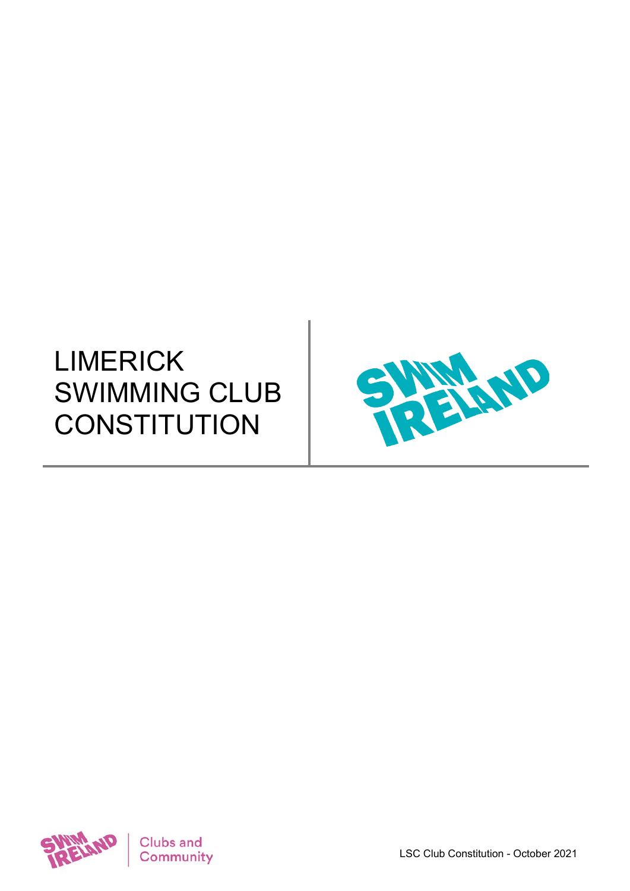# LIMERICK SWIMMING CLUB CONSTITUTION

LSC Club Constitution - October 2021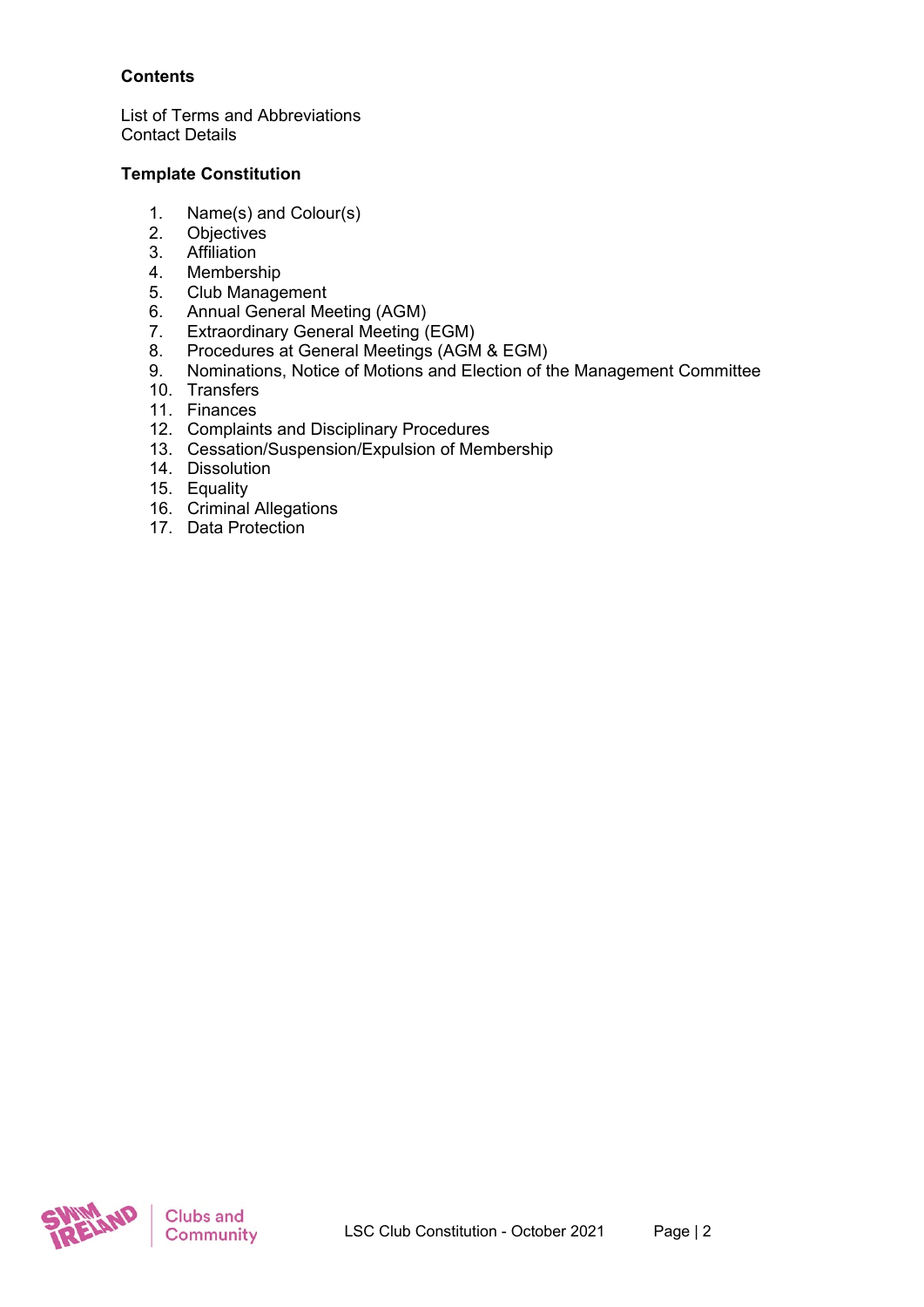**Contents**

List of Terms and Abbreviations
Contact Details

**Template Constitution**

1. Name(s) and Colour(s)
2. Objectives
3. Affiliation
4. Membership
5. Club Management
6. Annual General Meeting (AGM)
7. Extraordinary General Meeting (EGM)
8. Procedures at General Meetings (AGM & EGM)
9. Nominations, Notice of Motions and Election of the Management Committee
10. Transfers
11. Finances
12. Complaints and Disciplinary Procedures
13. Cessation/Suspension/Expulsion of Membership
14. Dissolution
15. Equality
16. Criminal Allegations
17. Data Protection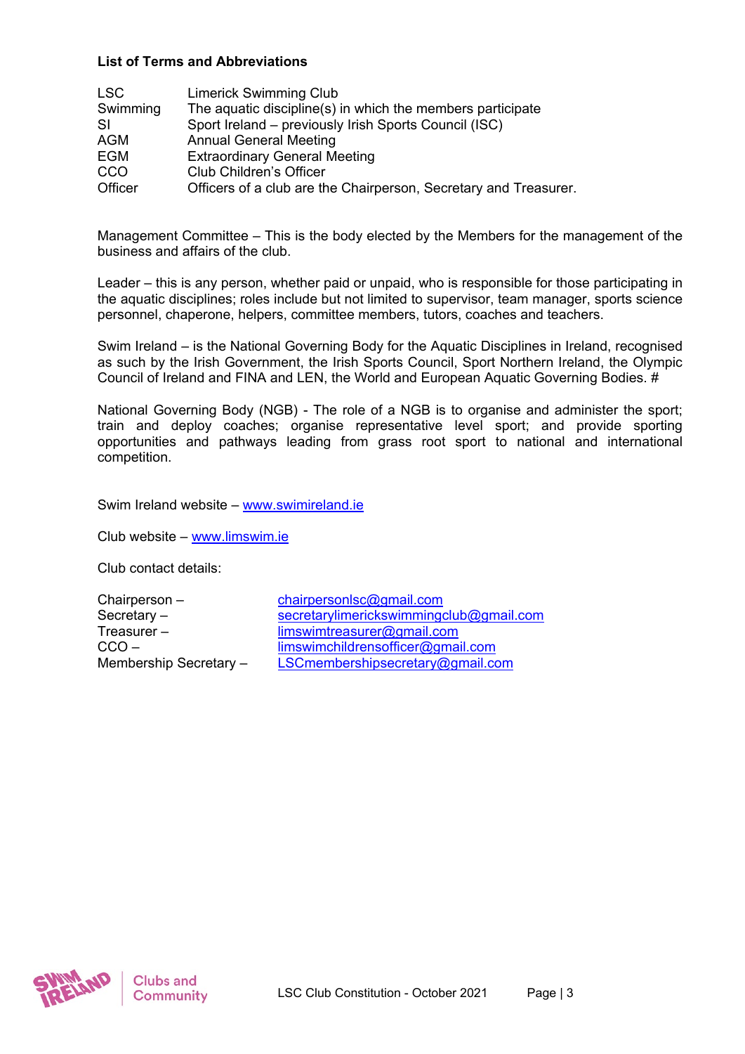**List of Terms and Abbreviations**

| | |
|---|---|
| LSC | Limerick Swimming Club |
| Swimming | The aquatic discipline(s) in which the members participate |
| SI | Sport Ireland – previously Irish Sports Council (ISC) |
| AGM | Annual General Meeting |
| EGM | Extraordinary General Meeting |
| CCO | Club Children's Officer |
| Officer | Officers of a club are the Chairperson, Secretary and Treasurer. |

Management Committee – This is the body elected by the Members for the management of the business and affairs of the club.

Leader – this is any person, whether paid or unpaid, who is responsible for those participating in the aquatic disciplines; roles include but not limited to supervisor, team manager, sports science personnel, chaperone, helpers, committee members, tutors, coaches and teachers.

Swim Ireland – is the National Governing Body for the Aquatic Disciplines in Ireland, recognised as such by the Irish Government, the Irish Sports Council, Sport Northern Ireland, the Olympic Council of Ireland and FINA and LEN, the World and European Aquatic Governing Bodies. #

National Governing Body (NGB) - The role of a NGB is to organise and administer the sport; train and deploy coaches; organise representative level sport; and provide sporting opportunities and pathways leading from grass root sport to national and international competition.

Swim Ireland website – www.swimireland.ie

Club website – www.limswim.ie

Club contact details:

| | |
|---|---|
| Chairperson – | chairpersonlsc@gmail.com |
| Secretary – | secretarylimerickswimmingclub@gmail.com |
| Treasurer – | limswimtreasurer@gmail.com |
| CCO – | limswimchildrensofficer@gmail.com |
| Membership Secretary – | LSCmembershipsecretary@gmail.com |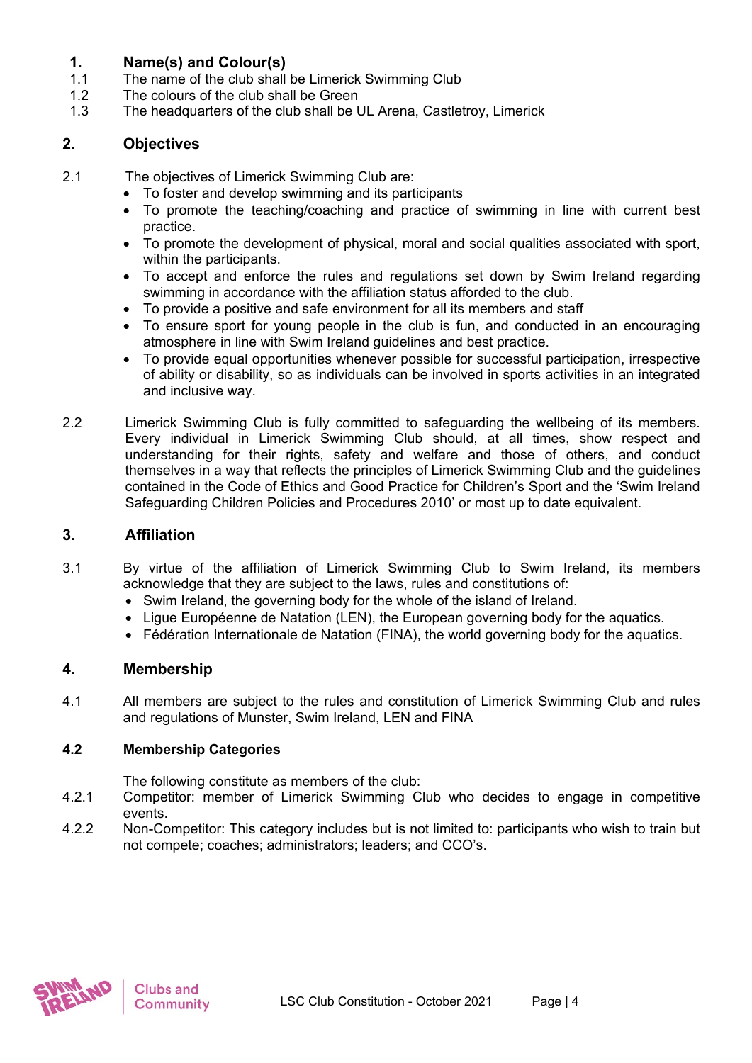## 1. Name(s) and Colour(s)

1.1 The name of the club shall be Limerick Swimming Club

1.2 The colours of the club shall be Green

1.3 The headquarters of the club shall be UL Arena, Castletroy, Limerick

## 2. Objectives

2.1 The objectives of Limerick Swimming Club are:

- To foster and develop swimming and its participants
- To promote the teaching/coaching and practice of swimming in line with current best practice.
- To promote the development of physical, moral and social qualities associated with sport, within the participants.
- To accept and enforce the rules and regulations set down by Swim Ireland regarding swimming in accordance with the affiliation status afforded to the club.
- To provide a positive and safe environment for all its members and staff
- To ensure sport for young people in the club is fun, and conducted in an encouraging atmosphere in line with Swim Ireland guidelines and best practice.
- To provide equal opportunities whenever possible for successful participation, irrespective of ability or disability, so as individuals can be involved in sports activities in an integrated and inclusive way.

2.2 Limerick Swimming Club is fully committed to safeguarding the wellbeing of its members. Every individual in Limerick Swimming Club should, at all times, show respect and understanding for their rights, safety and welfare and those of others, and conduct themselves in a way that reflects the principles of Limerick Swimming Club and the guidelines contained in the Code of Ethics and Good Practice for Children's Sport and the 'Swim Ireland Safeguarding Children Policies and Procedures 2010' or most up to date equivalent.

## 3. Affiliation

3.1 By virtue of the affiliation of Limerick Swimming Club to Swim Ireland, its members acknowledge that they are subject to the laws, rules and constitutions of:

- Swim Ireland, the governing body for the whole of the island of Ireland.
- Ligue Européenne de Natation (LEN), the European governing body for the aquatics.
- Fédération Internationale de Natation (FINA), the world governing body for the aquatics.

## 4. Membership

4.1 All members are subject to the rules and constitution of Limerick Swimming Club and rules and regulations of Munster, Swim Ireland, LEN and FINA

### 4.2 Membership Categories

The following constitute as members of the club:

4.2.1 Competitor: member of Limerick Swimming Club who decides to engage in competitive events.

4.2.2 Non-Competitor: This category includes but is not limited to: participants who wish to train but not compete; coaches; administrators; leaders; and CCO's.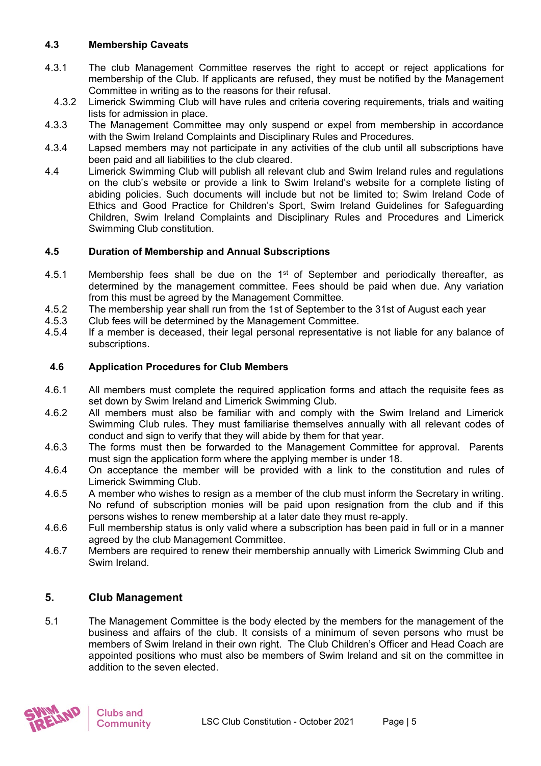### 4.3 Membership Caveats

4.3.1 The club Management Committee reserves the right to accept or reject applications for membership of the Club. If applicants are refused, they must be notified by the Management Committee in writing as to the reasons for their refusal.

4.3.2 Limerick Swimming Club will have rules and criteria covering requirements, trials and waiting lists for admission in place.

4.3.3 The Management Committee may only suspend or expel from membership in accordance with the Swim Ireland Complaints and Disciplinary Rules and Procedures.

4.3.4 Lapsed members may not participate in any activities of the club until all subscriptions have been paid and all liabilities to the club cleared.

4.4 Limerick Swimming Club will publish all relevant club and Swim Ireland rules and regulations on the club's website or provide a link to Swim Ireland's website for a complete listing of abiding policies. Such documents will include but not be limited to; Swim Ireland Code of Ethics and Good Practice for Children's Sport, Swim Ireland Guidelines for Safeguarding Children, Swim Ireland Complaints and Disciplinary Rules and Procedures and Limerick Swimming Club constitution.

### 4.5 Duration of Membership and Annual Subscriptions

4.5.1 Membership fees shall be due on the 1st of September and periodically thereafter, as determined by the management committee. Fees should be paid when due. Any variation from this must be agreed by the Management Committee.

4.5.2 The membership year shall run from the 1st of September to the 31st of August each year

4.5.3 Club fees will be determined by the Management Committee.

4.5.4 If a member is deceased, their legal personal representative is not liable for any balance of subscriptions.

### 4.6 Application Procedures for Club Members

4.6.1 All members must complete the required application forms and attach the requisite fees as set down by Swim Ireland and Limerick Swimming Club.

4.6.2 All members must also be familiar with and comply with the Swim Ireland and Limerick Swimming Club rules. They must familiarise themselves annually with all relevant codes of conduct and sign to verify that they will abide by them for that year.

4.6.3 The forms must then be forwarded to the Management Committee for approval. Parents must sign the application form where the applying member is under 18.

4.6.4 On acceptance the member will be provided with a link to the constitution and rules of Limerick Swimming Club.

4.6.5 A member who wishes to resign as a member of the club must inform the Secretary in writing. No refund of subscription monies will be paid upon resignation from the club and if this persons wishes to renew membership at a later date they must re-apply.

4.6.6 Full membership status is only valid where a subscription has been paid in full or in a manner agreed by the club Management Committee.

4.6.7 Members are required to renew their membership annually with Limerick Swimming Club and Swim Ireland.

## 5. Club Management

5.1 The Management Committee is the body elected by the members for the management of the business and affairs of the club. It consists of a minimum of seven persons who must be members of Swim Ireland in their own right. The Club Children's Officer and Head Coach are appointed positions who must also be members of Swim Ireland and sit on the committee in addition to the seven elected.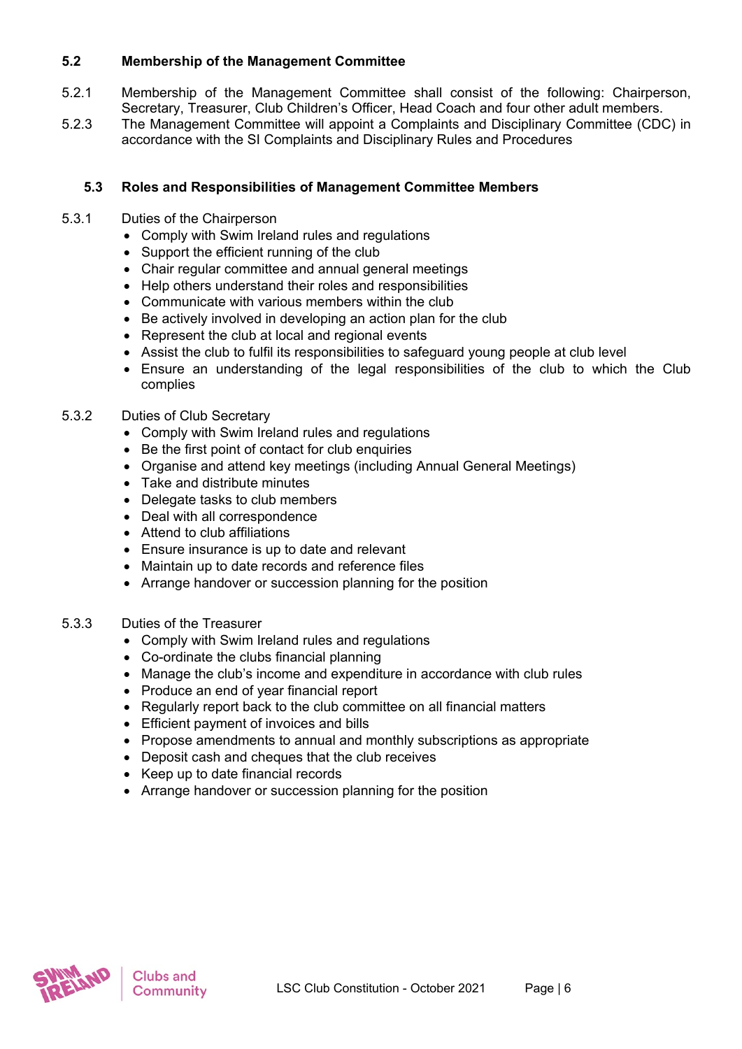### 5.2 Membership of the Management Committee

5.2.1 Membership of the Management Committee shall consist of the following: Chairperson, Secretary, Treasurer, Club Children's Officer, Head Coach and four other adult members.

5.2.3 The Management Committee will appoint a Complaints and Disciplinary Committee (CDC) in accordance with the SI Complaints and Disciplinary Rules and Procedures

### 5.3 Roles and Responsibilities of Management Committee Members

5.3.1 Duties of the Chairperson

- Comply with Swim Ireland rules and regulations
- Support the efficient running of the club
- Chair regular committee and annual general meetings
- Help others understand their roles and responsibilities
- Communicate with various members within the club
- Be actively involved in developing an action plan for the club
- Represent the club at local and regional events
- Assist the club to fulfil its responsibilities to safeguard young people at club level
- Ensure an understanding of the legal responsibilities of the club to which the Club complies

5.3.2 Duties of Club Secretary

- Comply with Swim Ireland rules and regulations
- Be the first point of contact for club enquiries
- Organise and attend key meetings (including Annual General Meetings)
- Take and distribute minutes
- Delegate tasks to club members
- Deal with all correspondence
- Attend to club affiliations
- Ensure insurance is up to date and relevant
- Maintain up to date records and reference files
- Arrange handover or succession planning for the position

5.3.3 Duties of the Treasurer

- Comply with Swim Ireland rules and regulations
- Co-ordinate the clubs financial planning
- Manage the club's income and expenditure in accordance with club rules
- Produce an end of year financial report
- Regularly report back to the club committee on all financial matters
- Efficient payment of invoices and bills
- Propose amendments to annual and monthly subscriptions as appropriate
- Deposit cash and cheques that the club receives
- Keep up to date financial records
- Arrange handover or succession planning for the position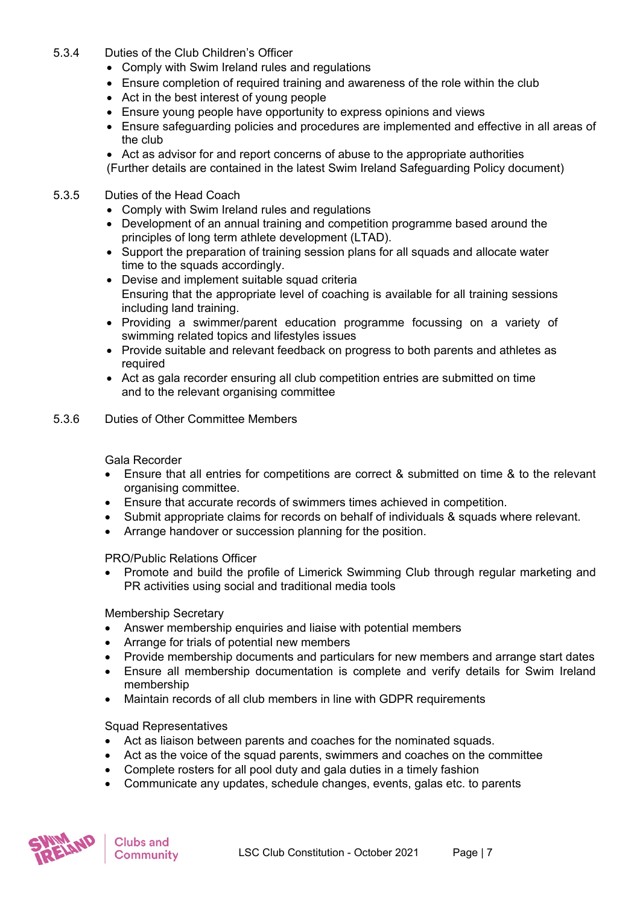5.3.4 Duties of the Club Children's Officer

- Comply with Swim Ireland rules and regulations
- Ensure completion of required training and awareness of the role within the club
- Act in the best interest of young people
- Ensure young people have opportunity to express opinions and views
- Ensure safeguarding policies and procedures are implemented and effective in all areas of the club
- Act as advisor for and report concerns of abuse to the appropriate authorities

(Further details are contained in the latest Swim Ireland Safeguarding Policy document)

5.3.5 Duties of the Head Coach

- Comply with Swim Ireland rules and regulations
- Development of an annual training and competition programme based around the principles of long term athlete development (LTAD).
- Support the preparation of training session plans for all squads and allocate water time to the squads accordingly.
- Devise and implement suitable squad criteria
  Ensuring that the appropriate level of coaching is available for all training sessions including land training.
- Providing a swimmer/parent education programme focussing on a variety of swimming related topics and lifestyles issues
- Provide suitable and relevant feedback on progress to both parents and athletes as required
- Act as gala recorder ensuring all club competition entries are submitted on time and to the relevant organising committee

5.3.6 Duties of Other Committee Members

Gala Recorder

- Ensure that all entries for competitions are correct & submitted on time & to the relevant organising committee.
- Ensure that accurate records of swimmers times achieved in competition.
- Submit appropriate claims for records on behalf of individuals & squads where relevant.
- Arrange handover or succession planning for the position.

PRO/Public Relations Officer

- Promote and build the profile of Limerick Swimming Club through regular marketing and PR activities using social and traditional media tools

Membership Secretary

- Answer membership enquiries and liaise with potential members
- Arrange for trials of potential new members
- Provide membership documents and particulars for new members and arrange start dates
- Ensure all membership documentation is complete and verify details for Swim Ireland membership
- Maintain records of all club members in line with GDPR requirements

Squad Representatives

- Act as liaison between parents and coaches for the nominated squads.
- Act as the voice of the squad parents, swimmers and coaches on the committee
- Complete rosters for all pool duty and gala duties in a timely fashion
- Communicate any updates, schedule changes, events, galas etc. to parents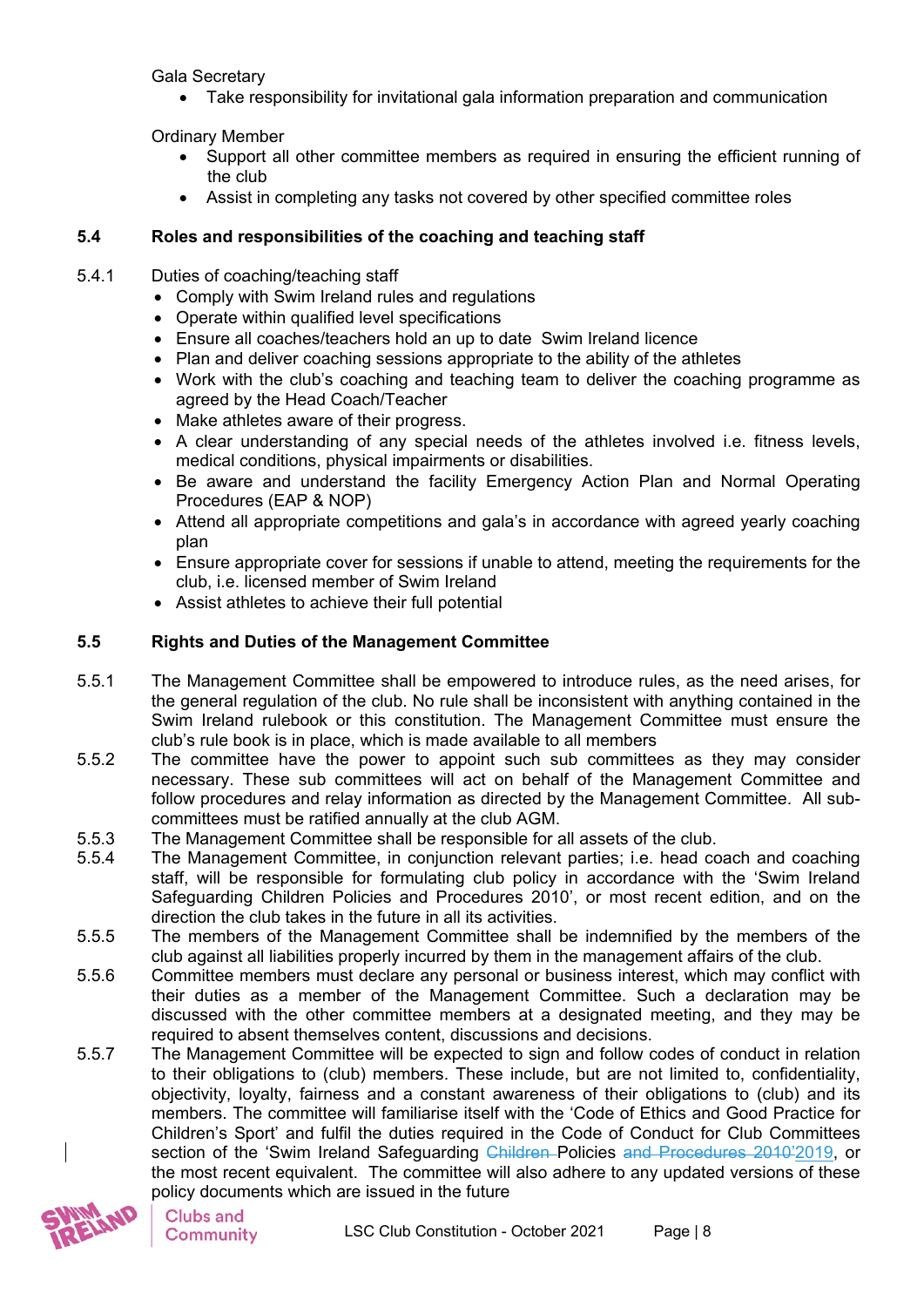Gala Secretary

- Take responsibility for invitational gala information preparation and communication

Ordinary Member

- Support all other committee members as required in ensuring the efficient running of the club
- Assist in completing any tasks not covered by other specified committee roles

### 5.4 Roles and responsibilities of the coaching and teaching staff

5.4.1 Duties of coaching/teaching staff

- Comply with Swim Ireland rules and regulations
- Operate within qualified level specifications
- Ensure all coaches/teachers hold an up to date Swim Ireland licence
- Plan and deliver coaching sessions appropriate to the ability of the athletes
- Work with the club's coaching and teaching team to deliver the coaching programme as agreed by the Head Coach/Teacher
- Make athletes aware of their progress.
- A clear understanding of any special needs of the athletes involved i.e. fitness levels, medical conditions, physical impairments or disabilities.
- Be aware and understand the facility Emergency Action Plan and Normal Operating Procedures (EAP & NOP)
- Attend all appropriate competitions and gala's in accordance with agreed yearly coaching plan
- Ensure appropriate cover for sessions if unable to attend, meeting the requirements for the club, i.e. licensed member of Swim Ireland
- Assist athletes to achieve their full potential

### 5.5 Rights and Duties of the Management Committee

5.5.1 The Management Committee shall be empowered to introduce rules, as the need arises, for the general regulation of the club. No rule shall be inconsistent with anything contained in the Swim Ireland rulebook or this constitution. The Management Committee must ensure the club's rule book is in place, which is made available to all members

5.5.2 The committee have the power to appoint such sub committees as they may consider necessary. These sub committees will act on behalf of the Management Committee and follow procedures and relay information as directed by the Management Committee. All sub-committees must be ratified annually at the club AGM.

5.5.3 The Management Committee shall be responsible for all assets of the club.

5.5.4 The Management Committee, in conjunction relevant parties; i.e. head coach and coaching staff, will be responsible for formulating club policy in accordance with the 'Swim Ireland Safeguarding Children Policies and Procedures 2010', or most recent edition, and on the direction the club takes in the future in all its activities.

5.5.5 The members of the Management Committee shall be indemnified by the members of the club against all liabilities properly incurred by them in the management affairs of the club.

5.5.6 Committee members must declare any personal or business interest, which may conflict with their duties as a member of the Management Committee. Such a declaration may be discussed with the other committee members at a designated meeting, and they may be required to absent themselves content, discussions and decisions.

5.5.7 The Management Committee will be expected to sign and follow codes of conduct in relation to their obligations to (club) members. These include, but are not limited to, confidentiality, objectivity, loyalty, fairness and a constant awareness of their obligations to (club) and its members. The committee will familiarise itself with the 'Code of Ethics and Good Practice for Children's Sport' and fulfil the duties required in the Code of Conduct for Club Committees section of the 'Swim Ireland Safeguarding ~~Children~~ Policies ~~and Procedures 2010~~'2019, or the most recent equivalent. The committee will also adhere to any updated versions of these policy documents which are issued in the future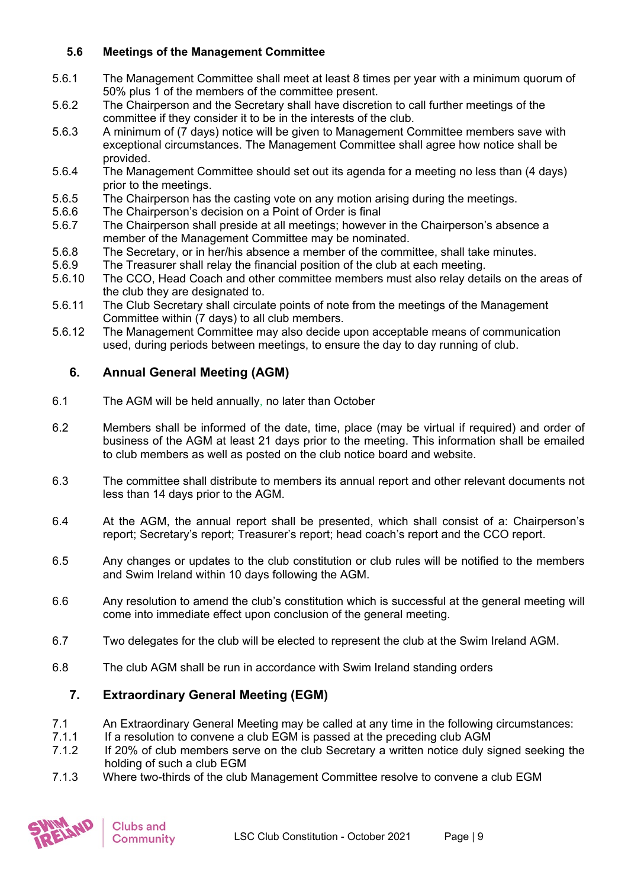### 5.6 Meetings of the Management Committee

5.6.1 The Management Committee shall meet at least 8 times per year with a minimum quorum of 50% plus 1 of the members of the committee present.
5.6.2 The Chairperson and the Secretary shall have discretion to call further meetings of the committee if they consider it to be in the interests of the club.
5.6.3 A minimum of (7 days) notice will be given to Management Committee members save with exceptional circumstances. The Management Committee shall agree how notice shall be provided.
5.6.4 The Management Committee should set out its agenda for a meeting no less than (4 days) prior to the meetings.
5.6.5 The Chairperson has the casting vote on any motion arising during the meetings.
5.6.6 The Chairperson's decision on a Point of Order is final
5.6.7 The Chairperson shall preside at all meetings; however in the Chairperson's absence a member of the Management Committee may be nominated.
5.6.8 The Secretary, or in her/his absence a member of the committee, shall take minutes.
5.6.9 The Treasurer shall relay the financial position of the club at each meeting.
5.6.10 The CCO, Head Coach and other committee members must also relay details on the areas of the club they are designated to.
5.6.11 The Club Secretary shall circulate points of note from the meetings of the Management Committee within (7 days) to all club members.
5.6.12 The Management Committee may also decide upon acceptable means of communication used, during periods between meetings, to ensure the day to day running of club.

## 6. Annual General Meeting (AGM)

6.1 The AGM will be held annually, no later than October

6.2 Members shall be informed of the date, time, place (may be virtual if required) and order of business of the AGM at least 21 days prior to the meeting. This information shall be emailed to club members as well as posted on the club notice board and website.

6.3 The committee shall distribute to members its annual report and other relevant documents not less than 14 days prior to the AGM.

6.4 At the AGM, the annual report shall be presented, which shall consist of a: Chairperson's report; Secretary's report; Treasurer's report; head coach's report and the CCO report.

6.5 Any changes or updates to the club constitution or club rules will be notified to the members and Swim Ireland within 10 days following the AGM.

6.6 Any resolution to amend the club's constitution which is successful at the general meeting will come into immediate effect upon conclusion of the general meeting.

6.7 Two delegates for the club will be elected to represent the club at the Swim Ireland AGM.

6.8 The club AGM shall be run in accordance with Swim Ireland standing orders

## 7. Extraordinary General Meeting (EGM)

7.1 An Extraordinary General Meeting may be called at any time in the following circumstances:
7.1.1 If a resolution to convene a club EGM is passed at the preceding club AGM
7.1.2 If 20% of club members serve on the club Secretary a written notice duly signed seeking the holding of such a club EGM
7.1.3 Where two-thirds of the club Management Committee resolve to convene a club EGM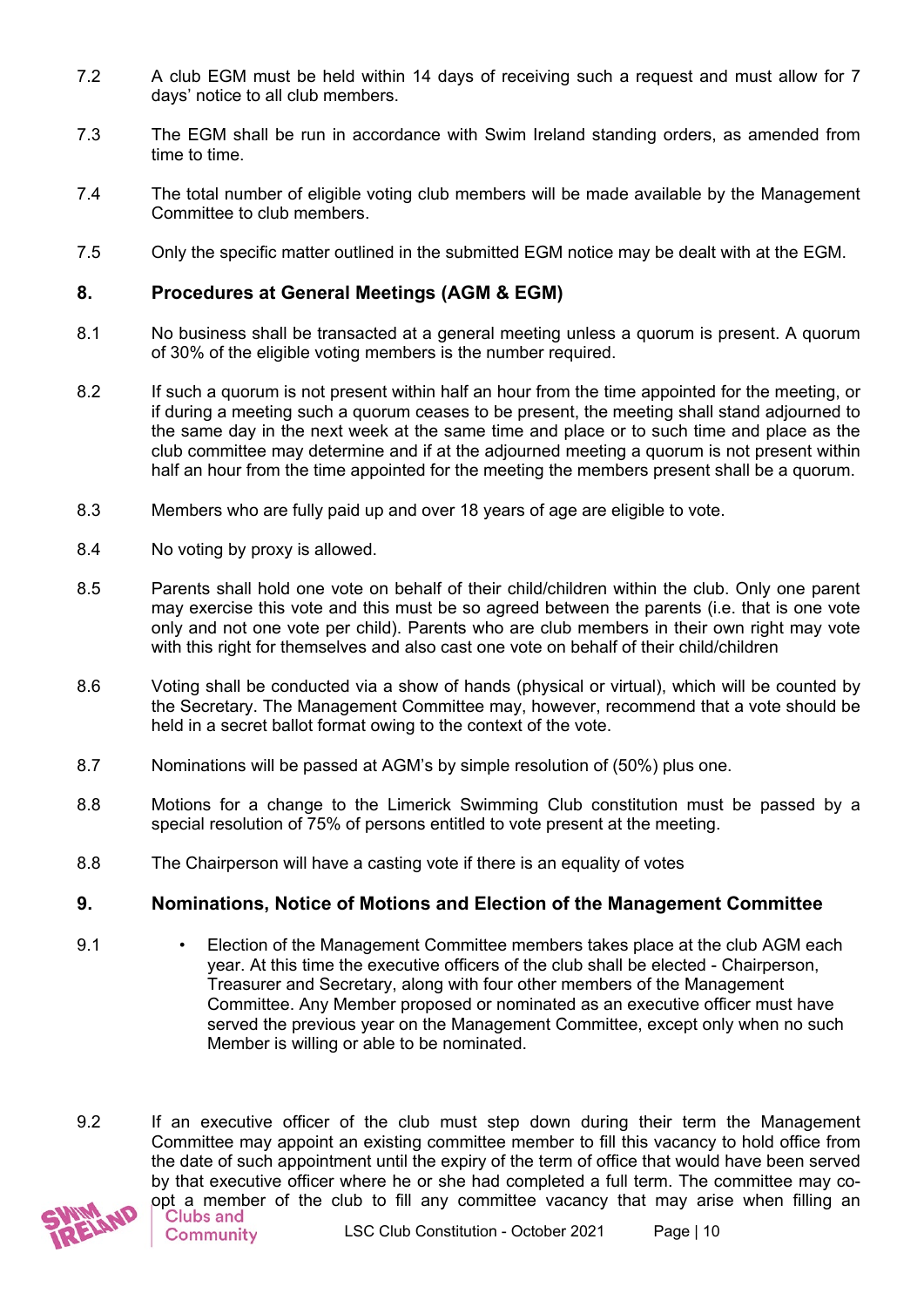7.2 A club EGM must be held within 14 days of receiving such a request and must allow for 7 days' notice to all club members.

7.3 The EGM shall be run in accordance with Swim Ireland standing orders, as amended from time to time.

7.4 The total number of eligible voting club members will be made available by the Management Committee to club members.

7.5 Only the specific matter outlined in the submitted EGM notice may be dealt with at the EGM.

## 8. Procedures at General Meetings (AGM & EGM)

8.1 No business shall be transacted at a general meeting unless a quorum is present. A quorum of 30% of the eligible voting members is the number required.

8.2 If such a quorum is not present within half an hour from the time appointed for the meeting, or if during a meeting such a quorum ceases to be present, the meeting shall stand adjourned to the same day in the next week at the same time and place or to such time and place as the club committee may determine and if at the adjourned meeting a quorum is not present within half an hour from the time appointed for the meeting the members present shall be a quorum.

8.3 Members who are fully paid up and over 18 years of age are eligible to vote.

8.4 No voting by proxy is allowed.

8.5 Parents shall hold one vote on behalf of their child/children within the club. Only one parent may exercise this vote and this must be so agreed between the parents (i.e. that is one vote only and not one vote per child). Parents who are club members in their own right may vote with this right for themselves and also cast one vote on behalf of their child/children

8.6 Voting shall be conducted via a show of hands (physical or virtual), which will be counted by the Secretary. The Management Committee may, however, recommend that a vote should be held in a secret ballot format owing to the context of the vote.

8.7 Nominations will be passed at AGM's by simple resolution of (50%) plus one.

8.8 Motions for a change to the Limerick Swimming Club constitution must be passed by a special resolution of 75% of persons entitled to vote present at the meeting.

8.8 The Chairperson will have a casting vote if there is an equality of votes

## 9. Nominations, Notice of Motions and Election of the Management Committee

9.1
- Election of the Management Committee members takes place at the club AGM each year. At this time the executive officers of the club shall be elected - Chairperson, Treasurer and Secretary, along with four other members of the Management Committee. Any Member proposed or nominated as an executive officer must have served the previous year on the Management Committee, except only when no such Member is willing or able to be nominated.

9.2 If an executive officer of the club must step down during their term the Management Committee may appoint an existing committee member to fill this vacancy to hold office from the date of such appointment until the expiry of the term of office that would have been served by that executive officer where he or she had completed a full term. The committee may co-opt a member of the club to fill any committee vacancy that may arise when filling an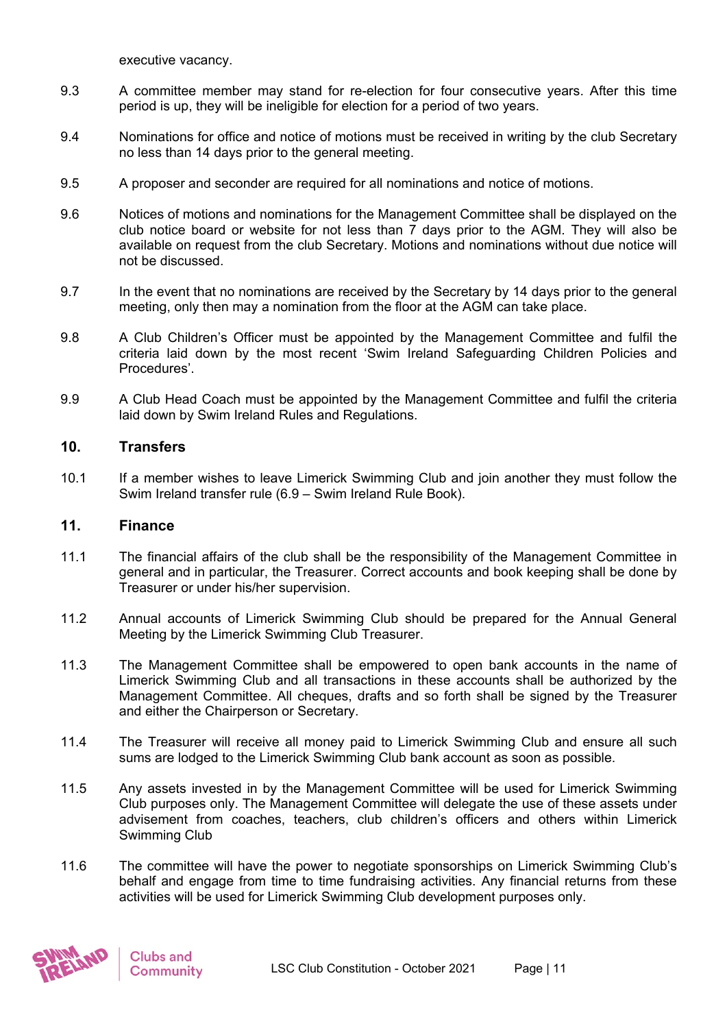executive vacancy.

9.3 A committee member may stand for re-election for four consecutive years. After this time period is up, they will be ineligible for election for a period of two years.

9.4 Nominations for office and notice of motions must be received in writing by the club Secretary no less than 14 days prior to the general meeting.

9.5 A proposer and seconder are required for all nominations and notice of motions.

9.6 Notices of motions and nominations for the Management Committee shall be displayed on the club notice board or website for not less than 7 days prior to the AGM. They will also be available on request from the club Secretary. Motions and nominations without due notice will not be discussed.

9.7 In the event that no nominations are received by the Secretary by 14 days prior to the general meeting, only then may a nomination from the floor at the AGM can take place.

9.8 A Club Children's Officer must be appointed by the Management Committee and fulfil the criteria laid down by the most recent 'Swim Ireland Safeguarding Children Policies and Procedures'.

9.9 A Club Head Coach must be appointed by the Management Committee and fulfil the criteria laid down by Swim Ireland Rules and Regulations.

## 10. Transfers

10.1 If a member wishes to leave Limerick Swimming Club and join another they must follow the Swim Ireland transfer rule (6.9 – Swim Ireland Rule Book).

## 11. Finance

11.1 The financial affairs of the club shall be the responsibility of the Management Committee in general and in particular, the Treasurer. Correct accounts and book keeping shall be done by Treasurer or under his/her supervision.

11.2 Annual accounts of Limerick Swimming Club should be prepared for the Annual General Meeting by the Limerick Swimming Club Treasurer.

11.3 The Management Committee shall be empowered to open bank accounts in the name of Limerick Swimming Club and all transactions in these accounts shall be authorized by the Management Committee. All cheques, drafts and so forth shall be signed by the Treasurer and either the Chairperson or Secretary.

11.4 The Treasurer will receive all money paid to Limerick Swimming Club and ensure all such sums are lodged to the Limerick Swimming Club bank account as soon as possible.

11.5 Any assets invested in by the Management Committee will be used for Limerick Swimming Club purposes only. The Management Committee will delegate the use of these assets under advisement from coaches, teachers, club children's officers and others within Limerick Swimming Club

11.6 The committee will have the power to negotiate sponsorships on Limerick Swimming Club's behalf and engage from time to time fundraising activities. Any financial returns from these activities will be used for Limerick Swimming Club development purposes only.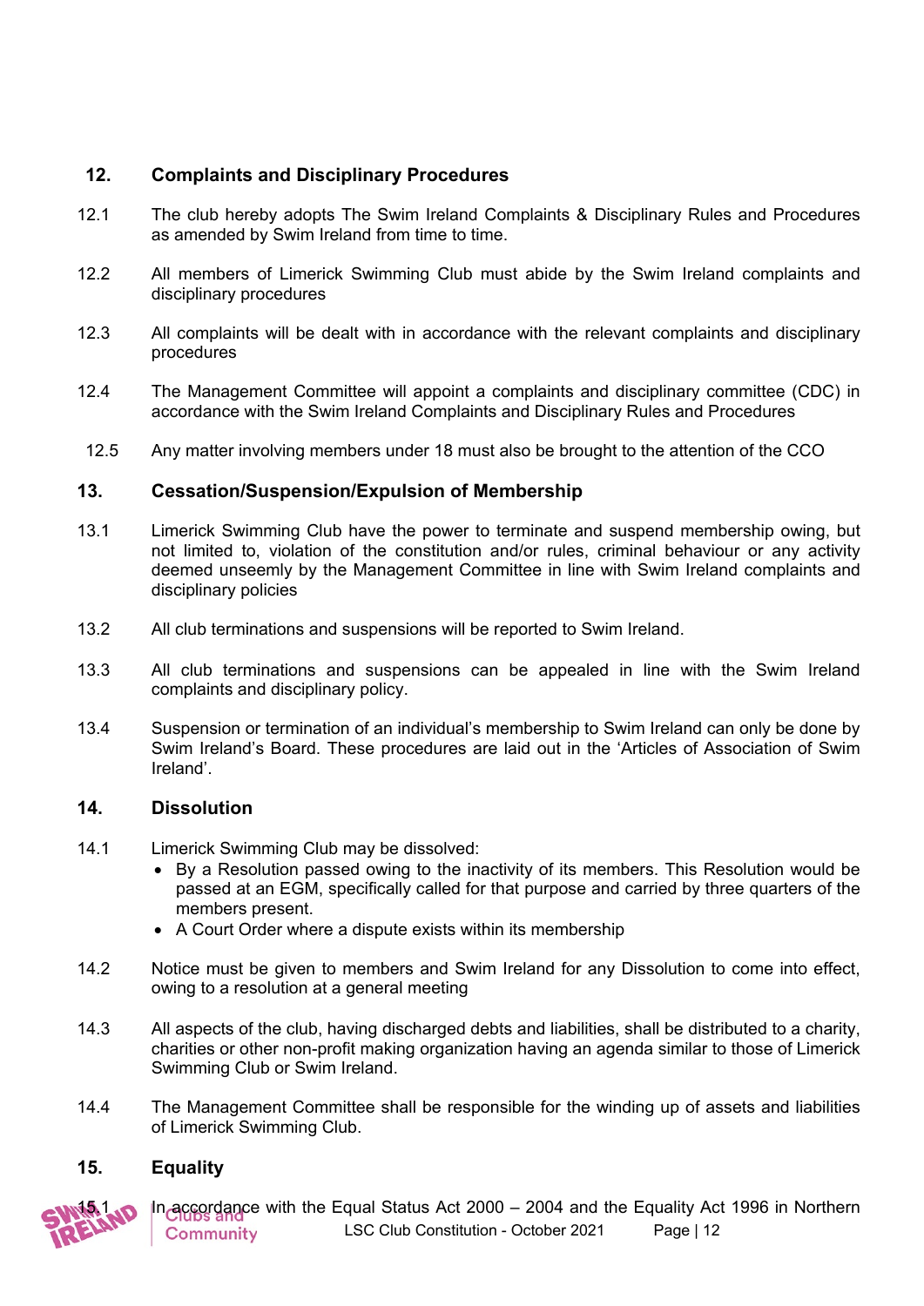## 12. Complaints and Disciplinary Procedures

12.1 The club hereby adopts The Swim Ireland Complaints & Disciplinary Rules and Procedures as amended by Swim Ireland from time to time.

12.2 All members of Limerick Swimming Club must abide by the Swim Ireland complaints and disciplinary procedures

12.3 All complaints will be dealt with in accordance with the relevant complaints and disciplinary procedures

12.4 The Management Committee will appoint a complaints and disciplinary committee (CDC) in accordance with the Swim Ireland Complaints and Disciplinary Rules and Procedures

12.5 Any matter involving members under 18 must also be brought to the attention of the CCO

## 13. Cessation/Suspension/Expulsion of Membership

13.1 Limerick Swimming Club have the power to terminate and suspend membership owing, but not limited to, violation of the constitution and/or rules, criminal behaviour or any activity deemed unseemly by the Management Committee in line with Swim Ireland complaints and disciplinary policies

13.2 All club terminations and suspensions will be reported to Swim Ireland.

13.3 All club terminations and suspensions can be appealed in line with the Swim Ireland complaints and disciplinary policy.

13.4 Suspension or termination of an individual's membership to Swim Ireland can only be done by Swim Ireland's Board. These procedures are laid out in the 'Articles of Association of Swim Ireland'.

## 14. Dissolution

14.1 Limerick Swimming Club may be dissolved:

- By a Resolution passed owing to the inactivity of its members. This Resolution would be passed at an EGM, specifically called for that purpose and carried by three quarters of the members present.
- A Court Order where a dispute exists within its membership

14.2 Notice must be given to members and Swim Ireland for any Dissolution to come into effect, owing to a resolution at a general meeting

14.3 All aspects of the club, having discharged debts and liabilities, shall be distributed to a charity, charities or other non-profit making organization having an agenda similar to those of Limerick Swimming Club or Swim Ireland.

14.4 The Management Committee shall be responsible for the winding up of assets and liabilities of Limerick Swimming Club.

## 15. Equality

15.1 In accordance with the Equal Status Act 2000 – 2004 and the Equality Act 1996 in Northern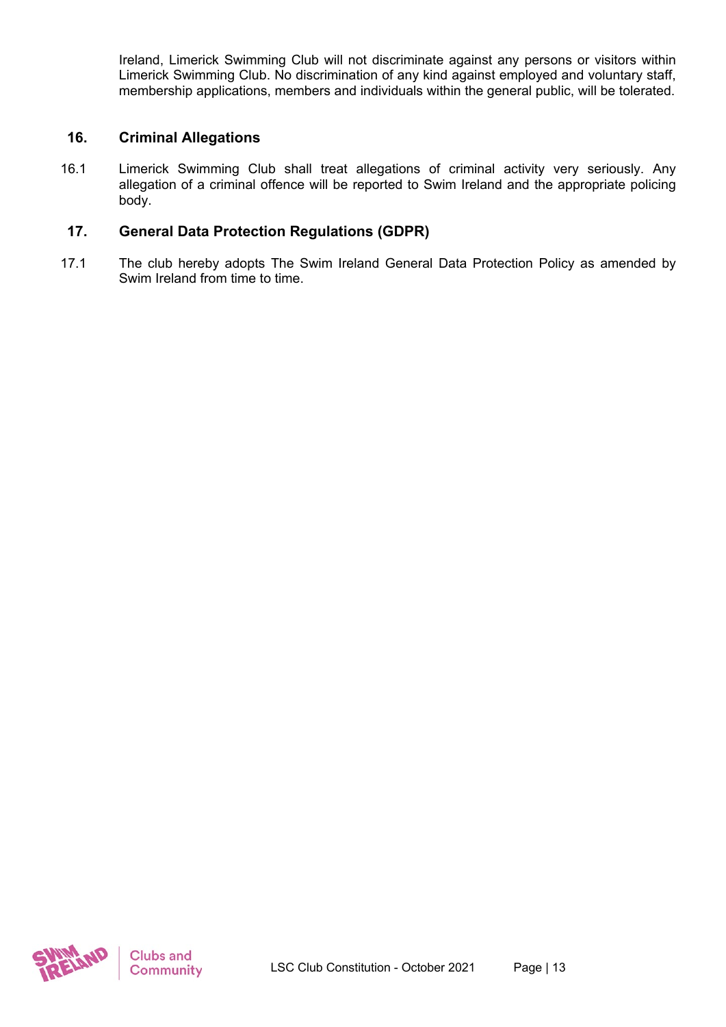Ireland, Limerick Swimming Club will not discriminate against any persons or visitors within Limerick Swimming Club. No discrimination of any kind against employed and voluntary staff, membership applications, members and individuals within the general public, will be tolerated.

## 16. Criminal Allegations

16.1 Limerick Swimming Club shall treat allegations of criminal activity very seriously. Any allegation of a criminal offence will be reported to Swim Ireland and the appropriate policing body.

## 17. General Data Protection Regulations (GDPR)

17.1 The club hereby adopts The Swim Ireland General Data Protection Policy as amended by Swim Ireland from time to time.